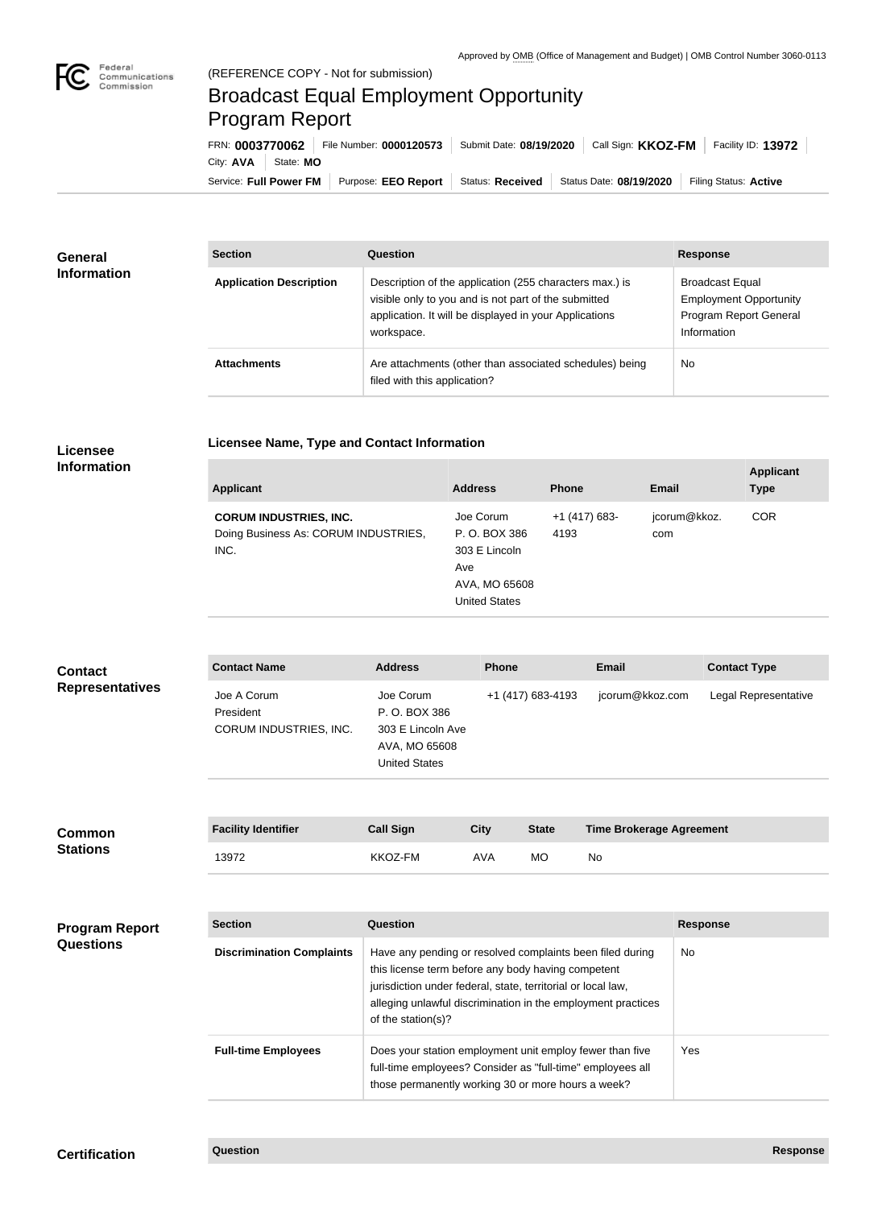Approved by OMB (Office of Management and Budget) | OMB Control Number 3060-0113

(REFERENCE COPY - Not for submission)

# Broadcast Equal Employment Opportunity Program Report

FRN: **0003770062** | File Number: **0000120573** | Submit Date: **08/19/2020** | Call Sign: **KKOZ-FM** | Facility ID: **13972** | City: **AVA** | State: **MO**

Service: **Full Power FM** | Purpose: **EEO Report** | Status: **Received** | Status Date: **08/19/2020** | Filing Status: **Active**

## General Information

| Section | Question | Response |
| --- | --- | --- |
| **Application Description** | Description of the application (255 characters max.) is visible only to you and is not part of the submitted application. It will be displayed in your Applications workspace. | Broadcast Equal Employment Opportunity Program Report General Information |
| **Attachments** | Are attachments (other than associated schedules) being filed with this application? | No |

## Licensee Information

### Licensee Name, Type and Contact Information

| Applicant | Address | Phone | Email | Applicant Type |
| --- | --- | --- | --- | --- |
| **CORUM INDUSTRIES, INC.** Doing Business As: CORUM INDUSTRIES, INC. | Joe Corum P. O. BOX 386 303 E Lincoln Ave AVA, MO 65608 United States | +1 (417) 683-4193 | jcorum@kkoz.com | COR |

## Contact Representatives

| Contact Name | Address | Phone | Email | Contact Type |
| --- | --- | --- | --- | --- |
| Joe A Corum President CORUM INDUSTRIES, INC. | Joe Corum P. O. BOX 386 303 E Lincoln Ave AVA, MO 65608 United States | +1 (417) 683-4193 | jcorum@kkoz.com | Legal Representative |

## Common Stations

| Facility Identifier | Call Sign | City | State | Time Brokerage Agreement |
| --- | --- | --- | --- | --- |
| 13972 | KKOZ-FM | AVA | MO | No |

## Program Report Questions

| Section | Question | Response |
| --- | --- | --- |
| **Discrimination Complaints** | Have any pending or resolved complaints been filed during this license term before any body having competent jurisdiction under federal, state, territorial or local law, alleging unlawful discrimination in the employment practices of the station(s)? | No |
| **Full-time Employees** | Does your station employment unit employ fewer than five full-time employees? Consider as "full-time" employees all those permanently working 30 or more hours a week? | Yes |

## Certification

| Question | Response |
| --- | --- |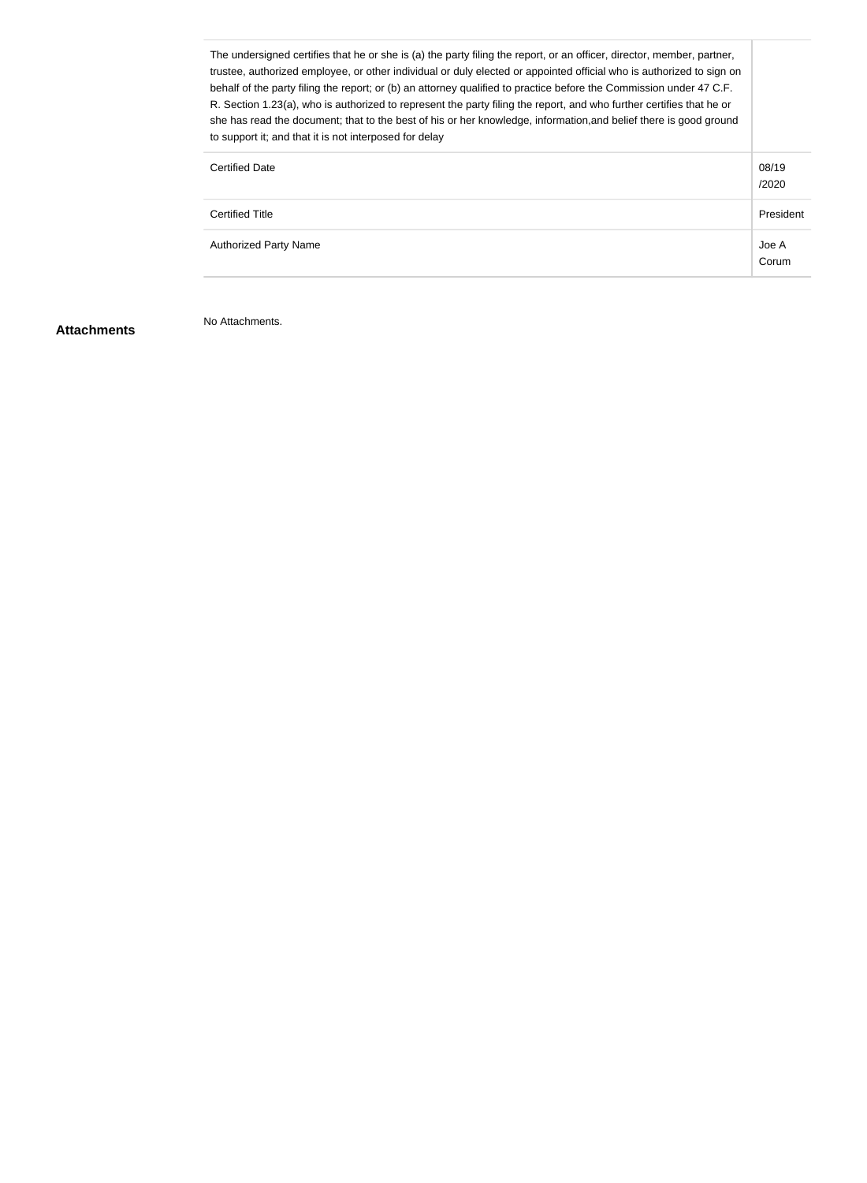| | |
|---|---|
| The undersigned certifies that he or she is (a) the party filing the report, or an officer, director, member, partner, trustee, authorized employee, or other individual or duly elected or appointed official who is authorized to sign on behalf of the party filing the report; or (b) an attorney qualified to practice before the Commission under 47 C.F. R. Section 1.23(a), who is authorized to represent the party filing the report, and who further certifies that he or she has read the document; that to the best of his or her knowledge, information,and belief there is good ground to support it; and that it is not interposed for delay | |
| Certified Date | 08/19/2020 |
| Certified Title | President |
| Authorized Party Name | Joe A Corum |

**Attachments**

No Attachments.